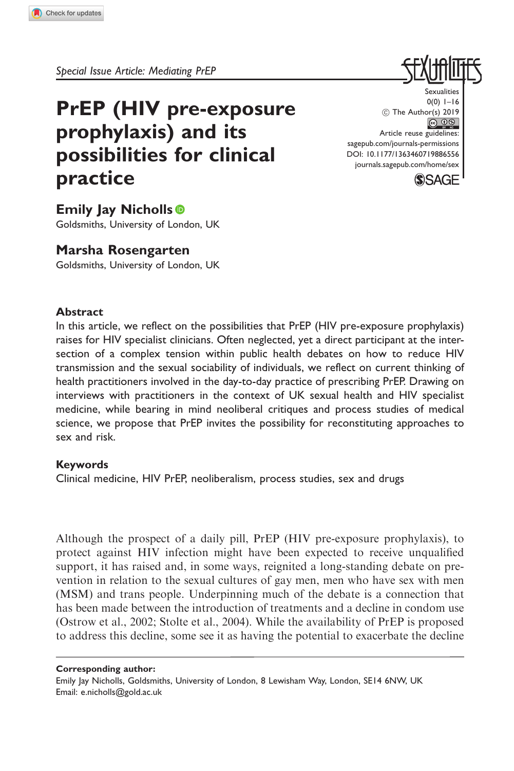*Special Issue Article: Mediating PrEP*

# PrEP (HIV pre-exposure prophylaxis) and its possibilities for clinical practice

Sexualities
0(0) 1–16
© The Author(s) 2019
Article reuse guidelines:
sagepub.com/journals-permissions
DOI: 10.1177/1363460719886556
journals.sagepub.com/home/sex

**Emily Jay Nicholls**
Goldsmiths, University of London, UK

**Marsha Rosengarten**
Goldsmiths, University of London, UK

## Abstract

In this article, we reflect on the possibilities that PrEP (HIV pre-exposure prophylaxis) raises for HIV specialist clinicians. Often neglected, yet a direct participant at the intersection of a complex tension within public health debates on how to reduce HIV transmission and the sexual sociability of individuals, we reflect on current thinking of health practitioners involved in the day-to-day practice of prescribing PrEP. Drawing on interviews with practitioners in the context of UK sexual health and HIV specialist medicine, while bearing in mind neoliberal critiques and process studies of medical science, we propose that PrEP invites the possibility for reconstituting approaches to sex and risk.

## Keywords

Clinical medicine, HIV PrEP, neoliberalism, process studies, sex and drugs

Although the prospect of a daily pill, PrEP (HIV pre-exposure prophylaxis), to protect against HIV infection might have been expected to receive unqualified support, it has raised and, in some ways, reignited a long-standing debate on prevention in relation to the sexual cultures of gay men, men who have sex with men (MSM) and trans people. Underpinning much of the debate is a connection that has been made between the introduction of treatments and a decline in condom use (Ostrow et al., 2002; Stolte et al., 2004). While the availability of PrEP is proposed to address this decline, some see it as having the potential to exacerbate the decline

**Corresponding author:**
Emily Jay Nicholls, Goldsmiths, University of London, 8 Lewisham Way, London, SE14 6NW, UK
Email: e.nicholls@gold.ac.uk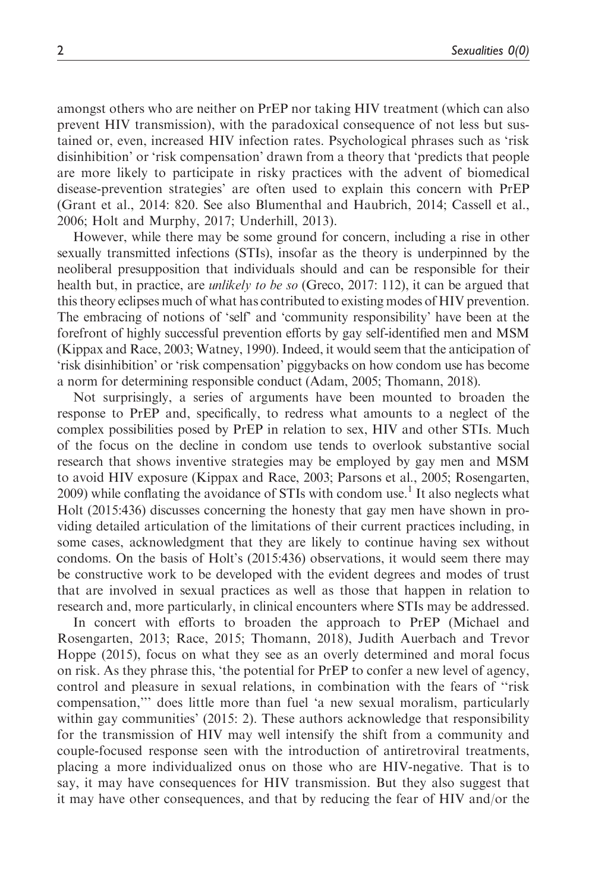amongst others who are neither on PrEP nor taking HIV treatment (which can also prevent HIV transmission), with the paradoxical consequence of not less but sustained or, even, increased HIV infection rates. Psychological phrases such as 'risk disinhibition' or 'risk compensation' drawn from a theory that 'predicts that people are more likely to participate in risky practices with the advent of biomedical disease-prevention strategies' are often used to explain this concern with PrEP (Grant et al., 2014: 820. See also Blumenthal and Haubrich, 2014; Cassell et al., 2006; Holt and Murphy, 2017; Underhill, 2013).

However, while there may be some ground for concern, including a rise in other sexually transmitted infections (STIs), insofar as the theory is underpinned by the neoliberal presupposition that individuals should and can be responsible for their health but, in practice, are *unlikely to be so* (Greco, 2017: 112), it can be argued that this theory eclipses much of what has contributed to existing modes of HIV prevention. The embracing of notions of 'self' and 'community responsibility' have been at the forefront of highly successful prevention efforts by gay self-identified men and MSM (Kippax and Race, 2003; Watney, 1990). Indeed, it would seem that the anticipation of 'risk disinhibition' or 'risk compensation' piggybacks on how condom use has become a norm for determining responsible conduct (Adam, 2005; Thomann, 2018).

Not surprisingly, a series of arguments have been mounted to broaden the response to PrEP and, specifically, to redress what amounts to a neglect of the complex possibilities posed by PrEP in relation to sex, HIV and other STIs. Much of the focus on the decline in condom use tends to overlook substantive social research that shows inventive strategies may be employed by gay men and MSM to avoid HIV exposure (Kippax and Race, 2003; Parsons et al., 2005; Rosengarten, 2009) while conflating the avoidance of STIs with condom use.[1] It also neglects what Holt (2015:436) discusses concerning the honesty that gay men have shown in providing detailed articulation of the limitations of their current practices including, in some cases, acknowledgment that they are likely to continue having sex without condoms. On the basis of Holt's (2015:436) observations, it would seem there may be constructive work to be developed with the evident degrees and modes of trust that are involved in sexual practices as well as those that happen in relation to research and, more particularly, in clinical encounters where STIs may be addressed.

In concert with efforts to broaden the approach to PrEP (Michael and Rosengarten, 2013; Race, 2015; Thomann, 2018), Judith Auerbach and Trevor Hoppe (2015), focus on what they see as an overly determined and moral focus on risk. As they phrase this, 'the potential for PrEP to confer a new level of agency, control and pleasure in sexual relations, in combination with the fears of "risk compensation,"' does little more than fuel 'a new sexual moralism, particularly within gay communities' (2015: 2). These authors acknowledge that responsibility for the transmission of HIV may well intensify the shift from a community and couple-focused response seen with the introduction of antiretroviral treatments, placing a more individualized onus on those who are HIV-negative. That is to say, it may have consequences for HIV transmission. But they also suggest that it may have other consequences, and that by reducing the fear of HIV and/or the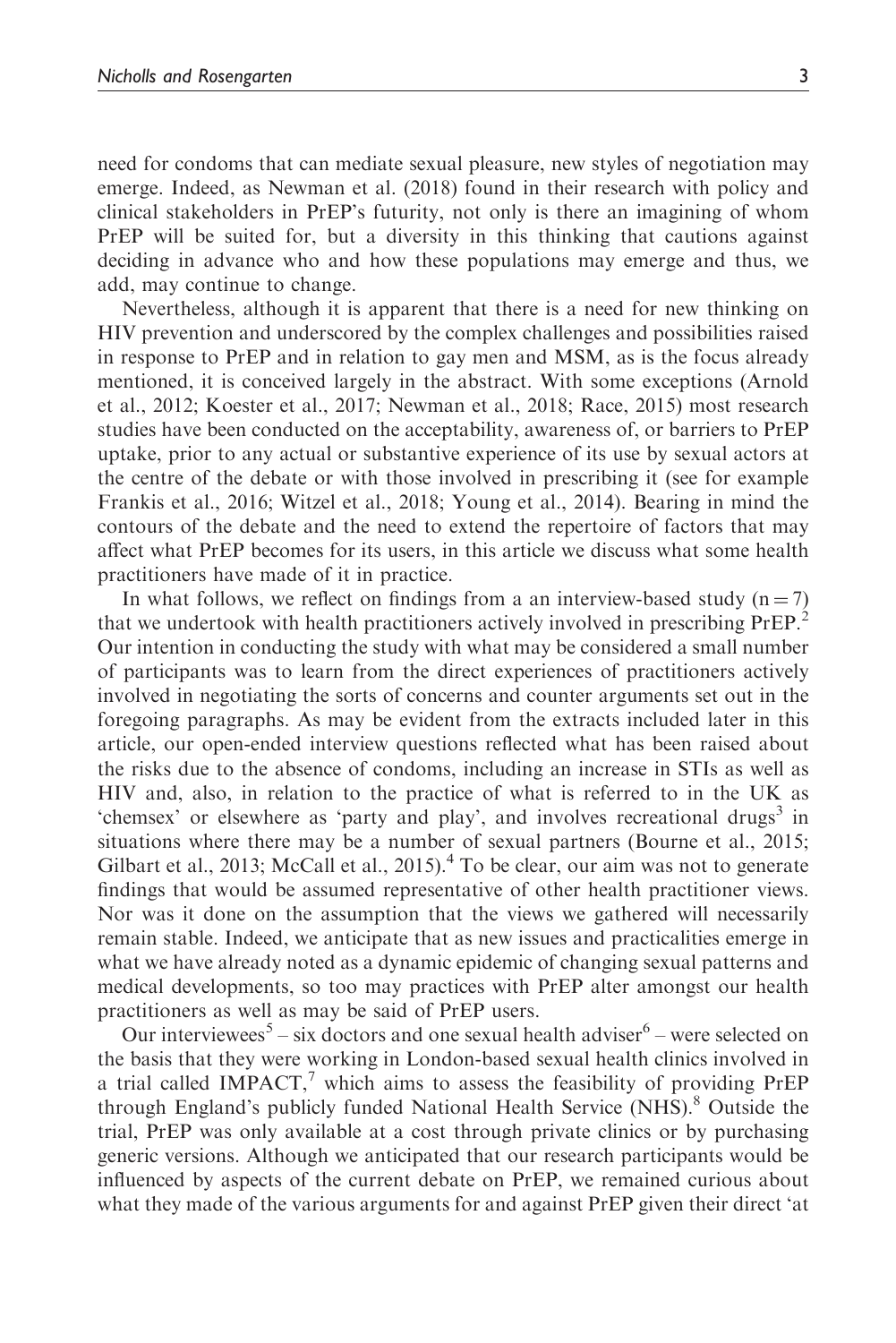need for condoms that can mediate sexual pleasure, new styles of negotiation may emerge. Indeed, as Newman et al. (2018) found in their research with policy and clinical stakeholders in PrEP's futurity, not only is there an imagining of whom PrEP will be suited for, but a diversity in this thinking that cautions against deciding in advance who and how these populations may emerge and thus, we add, may continue to change.

Nevertheless, although it is apparent that there is a need for new thinking on HIV prevention and underscored by the complex challenges and possibilities raised in response to PrEP and in relation to gay men and MSM, as is the focus already mentioned, it is conceived largely in the abstract. With some exceptions (Arnold et al., 2012; Koester et al., 2017; Newman et al., 2018; Race, 2015) most research studies have been conducted on the acceptability, awareness of, or barriers to PrEP uptake, prior to any actual or substantive experience of its use by sexual actors at the centre of the debate or with those involved in prescribing it (see for example Frankis et al., 2016; Witzel et al., 2018; Young et al., 2014). Bearing in mind the contours of the debate and the need to extend the repertoire of factors that may affect what PrEP becomes for its users, in this article we discuss what some health practitioners have made of it in practice.

In what follows, we reflect on findings from a an interview-based study (n = 7) that we undertook with health practitioners actively involved in prescribing PrEP.[2] Our intention in conducting the study with what may be considered a small number of participants was to learn from the direct experiences of practitioners actively involved in negotiating the sorts of concerns and counter arguments set out in the foregoing paragraphs. As may be evident from the extracts included later in this article, our open-ended interview questions reflected what has been raised about the risks due to the absence of condoms, including an increase in STIs as well as HIV and, also, in relation to the practice of what is referred to in the UK as 'chemsex' or elsewhere as 'party and play', and involves recreational drugs[3] in situations where there may be a number of sexual partners (Bourne et al., 2015; Gilbart et al., 2013; McCall et al., 2015).[4] To be clear, our aim was not to generate findings that would be assumed representative of other health practitioner views. Nor was it done on the assumption that the views we gathered will necessarily remain stable. Indeed, we anticipate that as new issues and practicalities emerge in what we have already noted as a dynamic epidemic of changing sexual patterns and medical developments, so too may practices with PrEP alter amongst our health practitioners as well as may be said of PrEP users.

Our interviewees[5] – six doctors and one sexual health adviser[6] – were selected on the basis that they were working in London-based sexual health clinics involved in a trial called IMPACT,[7] which aims to assess the feasibility of providing PrEP through England's publicly funded National Health Service (NHS).[8] Outside the trial, PrEP was only available at a cost through private clinics or by purchasing generic versions. Although we anticipated that our research participants would be influenced by aspects of the current debate on PrEP, we remained curious about what they made of the various arguments for and against PrEP given their direct 'at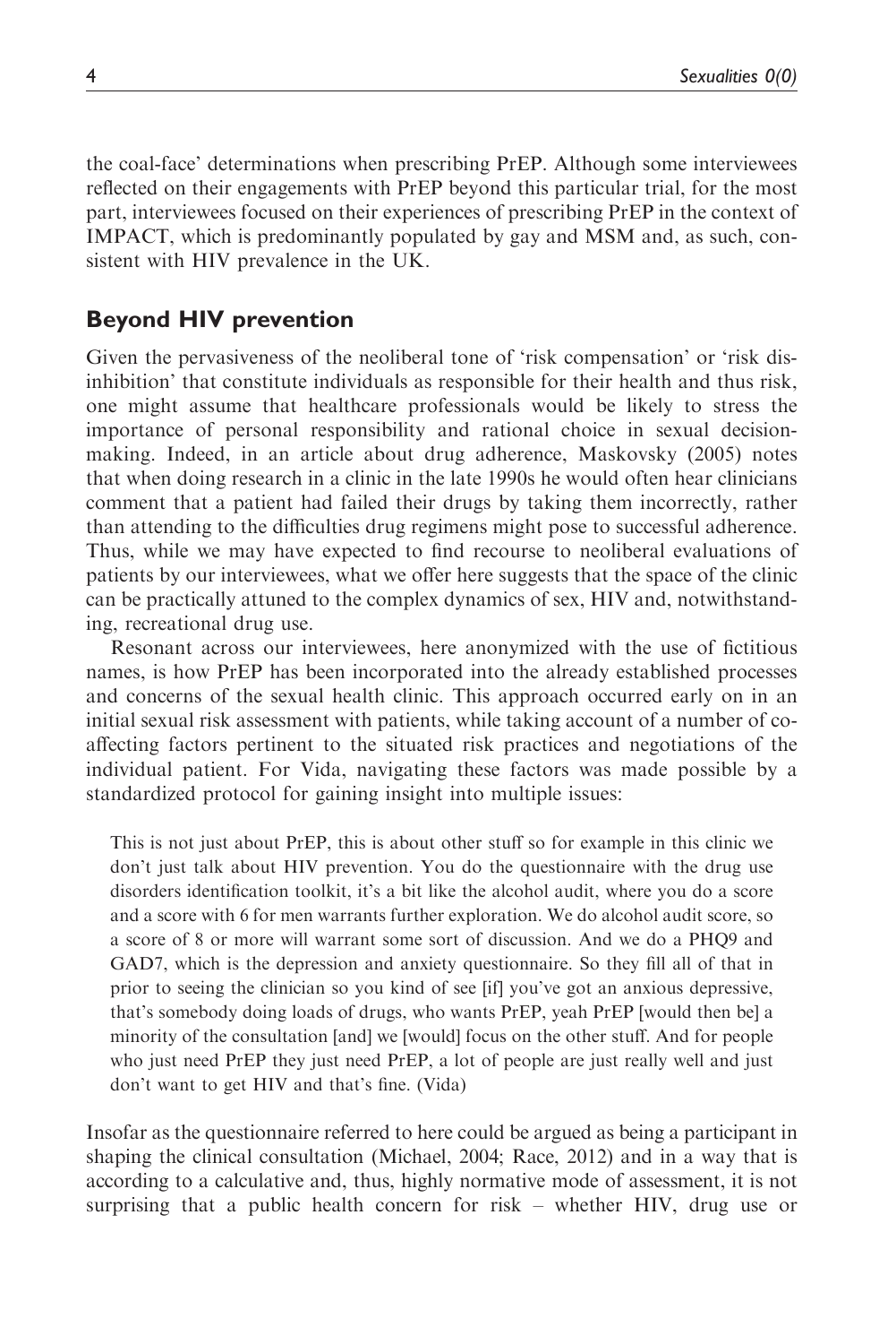the coal-face' determinations when prescribing PrEP. Although some interviewees reflected on their engagements with PrEP beyond this particular trial, for the most part, interviewees focused on their experiences of prescribing PrEP in the context of IMPACT, which is predominantly populated by gay and MSM and, as such, consistent with HIV prevalence in the UK.

## Beyond HIV prevention

Given the pervasiveness of the neoliberal tone of 'risk compensation' or 'risk disinhibition' that constitute individuals as responsible for their health and thus risk, one might assume that healthcare professionals would be likely to stress the importance of personal responsibility and rational choice in sexual decision-making. Indeed, in an article about drug adherence, Maskovsky (2005) notes that when doing research in a clinic in the late 1990s he would often hear clinicians comment that a patient had failed their drugs by taking them incorrectly, rather than attending to the difficulties drug regimens might pose to successful adherence. Thus, while we may have expected to find recourse to neoliberal evaluations of patients by our interviewees, what we offer here suggests that the space of the clinic can be practically attuned to the complex dynamics of sex, HIV and, notwithstanding, recreational drug use.

Resonant across our interviewees, here anonymized with the use of fictitious names, is how PrEP has been incorporated into the already established processes and concerns of the sexual health clinic. This approach occurred early on in an initial sexual risk assessment with patients, while taking account of a number of co-affecting factors pertinent to the situated risk practices and negotiations of the individual patient. For Vida, navigating these factors was made possible by a standardized protocol for gaining insight into multiple issues:

> This is not just about PrEP, this is about other stuff so for example in this clinic we don't just talk about HIV prevention. You do the questionnaire with the drug use disorders identification toolkit, it's a bit like the alcohol audit, where you do a score and a score with 6 for men warrants further exploration. We do alcohol audit score, so a score of 8 or more will warrant some sort of discussion. And we do a PHQ9 and GAD7, which is the depression and anxiety questionnaire. So they fill all of that in prior to seeing the clinician so you kind of see [if] you've got an anxious depressive, that's somebody doing loads of drugs, who wants PrEP, yeah PrEP [would then be] a minority of the consultation [and] we [would] focus on the other stuff. And for people who just need PrEP they just need PrEP, a lot of people are just really well and just don't want to get HIV and that's fine. (Vida)

Insofar as the questionnaire referred to here could be argued as being a participant in shaping the clinical consultation (Michael, 2004; Race, 2012) and in a way that is according to a calculative and, thus, highly normative mode of assessment, it is not surprising that a public health concern for risk – whether HIV, drug use or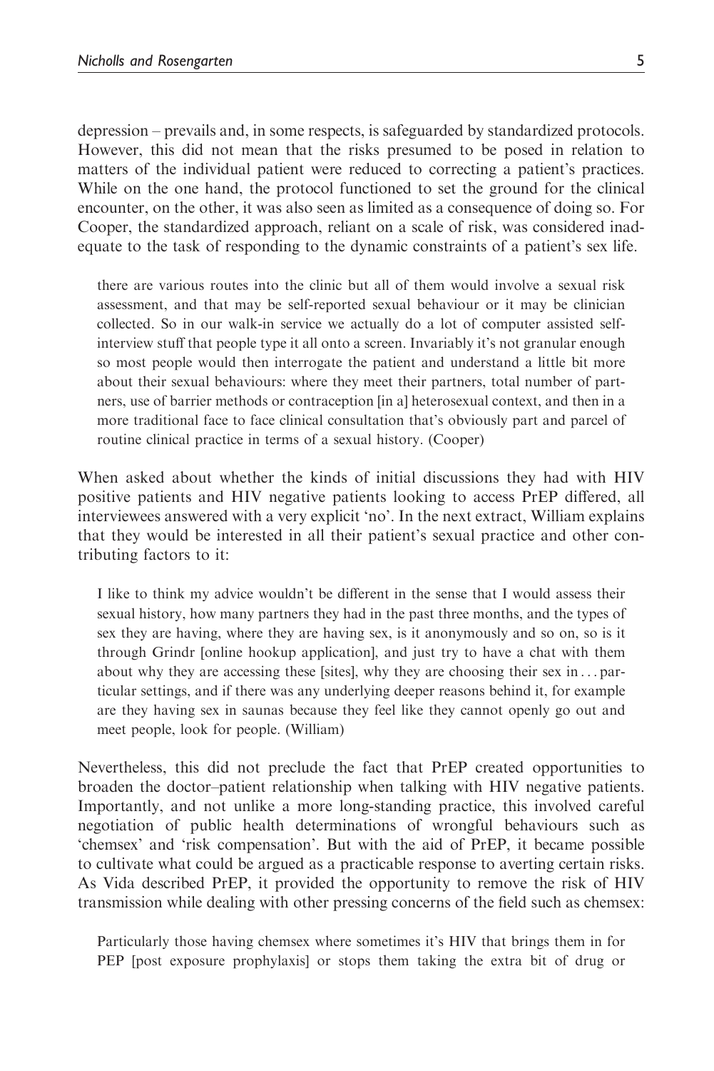depression – prevails and, in some respects, is safeguarded by standardized protocols. However, this did not mean that the risks presumed to be posed in relation to matters of the individual patient were reduced to correcting a patient's practices. While on the one hand, the protocol functioned to set the ground for the clinical encounter, on the other, it was also seen as limited as a consequence of doing so. For Cooper, the standardized approach, reliant on a scale of risk, was considered inadequate to the task of responding to the dynamic constraints of a patient's sex life.

> there are various routes into the clinic but all of them would involve a sexual risk assessment, and that may be self-reported sexual behaviour or it may be clinician collected. So in our walk-in service we actually do a lot of computer assisted self-interview stuff that people type it all onto a screen. Invariably it's not granular enough so most people would then interrogate the patient and understand a little bit more about their sexual behaviours: where they meet their partners, total number of partners, use of barrier methods or contraception [in a] heterosexual context, and then in a more traditional face to face clinical consultation that's obviously part and parcel of routine clinical practice in terms of a sexual history. (Cooper)

When asked about whether the kinds of initial discussions they had with HIV positive patients and HIV negative patients looking to access PrEP differed, all interviewees answered with a very explicit 'no'. In the next extract, William explains that they would be interested in all their patient's sexual practice and other contributing factors to it:

> I like to think my advice wouldn't be different in the sense that I would assess their sexual history, how many partners they had in the past three months, and the types of sex they are having, where they are having sex, is it anonymously and so on, so is it through Grindr [online hookup application], and just try to have a chat with them about why they are accessing these [sites], why they are choosing their sex in . . . particular settings, and if there was any underlying deeper reasons behind it, for example are they having sex in saunas because they feel like they cannot openly go out and meet people, look for people. (William)

Nevertheless, this did not preclude the fact that PrEP created opportunities to broaden the doctor–patient relationship when talking with HIV negative patients. Importantly, and not unlike a more long-standing practice, this involved careful negotiation of public health determinations of wrongful behaviours such as 'chemsex' and 'risk compensation'. But with the aid of PrEP, it became possible to cultivate what could be argued as a practicable response to averting certain risks. As Vida described PrEP, it provided the opportunity to remove the risk of HIV transmission while dealing with other pressing concerns of the field such as chemsex:

> Particularly those having chemsex where sometimes it's HIV that brings them in for PEP [post exposure prophylaxis] or stops them taking the extra bit of drug or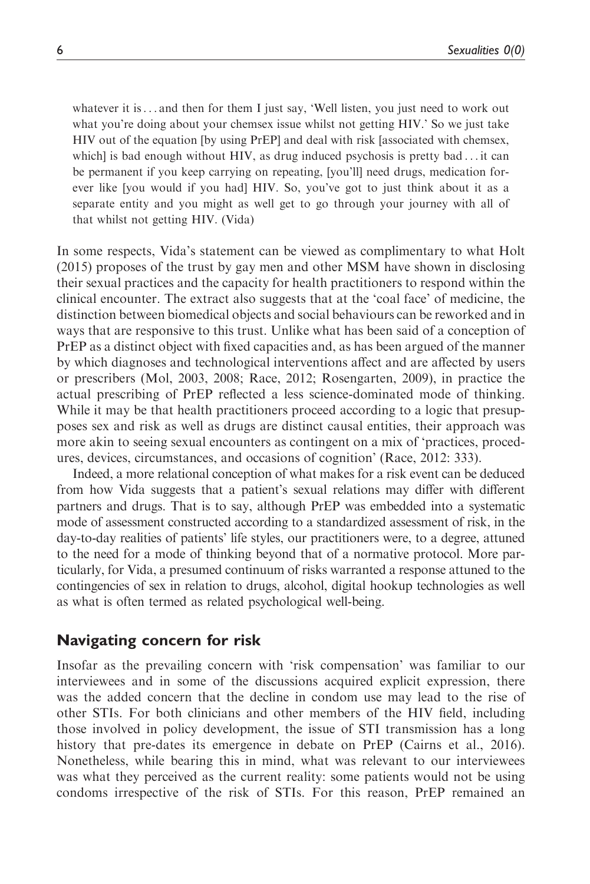> whatever it is . . . and then for them I just say, 'Well listen, you just need to work out what you're doing about your chemsex issue whilst not getting HIV.' So we just take HIV out of the equation [by using PrEP] and deal with risk [associated with chemsex, which] is bad enough without HIV, as drug induced psychosis is pretty bad . . . it can be permanent if you keep carrying on repeating, [you'll] need drugs, medication forever like [you would if you had] HIV. So, you've got to just think about it as a separate entity and you might as well get to go through your journey with all of that whilst not getting HIV. (Vida)

In some respects, Vida's statement can be viewed as complimentary to what Holt (2015) proposes of the trust by gay men and other MSM have shown in disclosing their sexual practices and the capacity for health practitioners to respond within the clinical encounter. The extract also suggests that at the 'coal face' of medicine, the distinction between biomedical objects and social behaviours can be reworked and in ways that are responsive to this trust. Unlike what has been said of a conception of PrEP as a distinct object with fixed capacities and, as has been argued of the manner by which diagnoses and technological interventions affect and are affected by users or prescribers (Mol, 2003, 2008; Race, 2012; Rosengarten, 2009), in practice the actual prescribing of PrEP reflected a less science-dominated mode of thinking. While it may be that health practitioners proceed according to a logic that presupposes sex and risk as well as drugs are distinct causal entities, their approach was more akin to seeing sexual encounters as contingent on a mix of 'practices, procedures, devices, circumstances, and occasions of cognition' (Race, 2012: 333).

Indeed, a more relational conception of what makes for a risk event can be deduced from how Vida suggests that a patient's sexual relations may differ with different partners and drugs. That is to say, although PrEP was embedded into a systematic mode of assessment constructed according to a standardized assessment of risk, in the day-to-day realities of patients' life styles, our practitioners were, to a degree, attuned to the need for a mode of thinking beyond that of a normative protocol. More particularly, for Vida, a presumed continuum of risks warranted a response attuned to the contingencies of sex in relation to drugs, alcohol, digital hookup technologies as well as what is often termed as related psychological well-being.

## Navigating concern for risk

Insofar as the prevailing concern with 'risk compensation' was familiar to our interviewees and in some of the discussions acquired explicit expression, there was the added concern that the decline in condom use may lead to the rise of other STIs. For both clinicians and other members of the HIV field, including those involved in policy development, the issue of STI transmission has a long history that pre-dates its emergence in debate on PrEP (Cairns et al., 2016). Nonetheless, while bearing this in mind, what was relevant to our interviewees was what they perceived as the current reality: some patients would not be using condoms irrespective of the risk of STIs. For this reason, PrEP remained an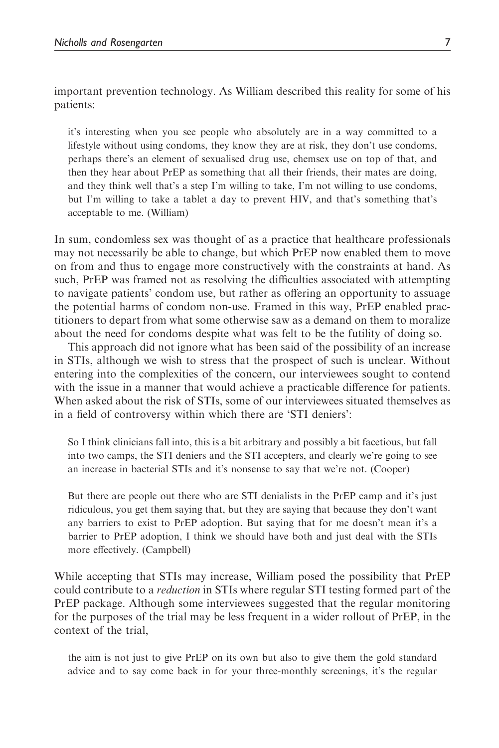important prevention technology. As William described this reality for some of his patients:

> it's interesting when you see people who absolutely are in a way committed to a lifestyle without using condoms, they know they are at risk, they don't use condoms, perhaps there's an element of sexualised drug use, chemsex use on top of that, and then they hear about PrEP as something that all their friends, their mates are doing, and they think well that's a step I'm willing to take, I'm not willing to use condoms, but I'm willing to take a tablet a day to prevent HIV, and that's something that's acceptable to me. (William)

In sum, condomless sex was thought of as a practice that healthcare professionals may not necessarily be able to change, but which PrEP now enabled them to move on from and thus to engage more constructively with the constraints at hand. As such, PrEP was framed not as resolving the difficulties associated with attempting to navigate patients' condom use, but rather as offering an opportunity to assuage the potential harms of condom non-use. Framed in this way, PrEP enabled practitioners to depart from what some otherwise saw as a demand on them to moralize about the need for condoms despite what was felt to be the futility of doing so.

This approach did not ignore what has been said of the possibility of an increase in STIs, although we wish to stress that the prospect of such is unclear. Without entering into the complexities of the concern, our interviewees sought to contend with the issue in a manner that would achieve a practicable difference for patients. When asked about the risk of STIs, some of our interviewees situated themselves as in a field of controversy within which there are 'STI deniers':

> So I think clinicians fall into, this is a bit arbitrary and possibly a bit facetious, but fall into two camps, the STI deniers and the STI accepters, and clearly we're going to see an increase in bacterial STIs and it's nonsense to say that we're not. (Cooper)

> But there are people out there who are STI denialists in the PrEP camp and it's just ridiculous, you get them saying that, but they are saying that because they don't want any barriers to exist to PrEP adoption. But saying that for me doesn't mean it's a barrier to PrEP adoption, I think we should have both and just deal with the STIs more effectively. (Campbell)

While accepting that STIs may increase, William posed the possibility that PrEP could contribute to a *reduction* in STIs where regular STI testing formed part of the PrEP package. Although some interviewees suggested that the regular monitoring for the purposes of the trial may be less frequent in a wider rollout of PrEP, in the context of the trial,

> the aim is not just to give PrEP on its own but also to give them the gold standard advice and to say come back in for your three-monthly screenings, it's the regular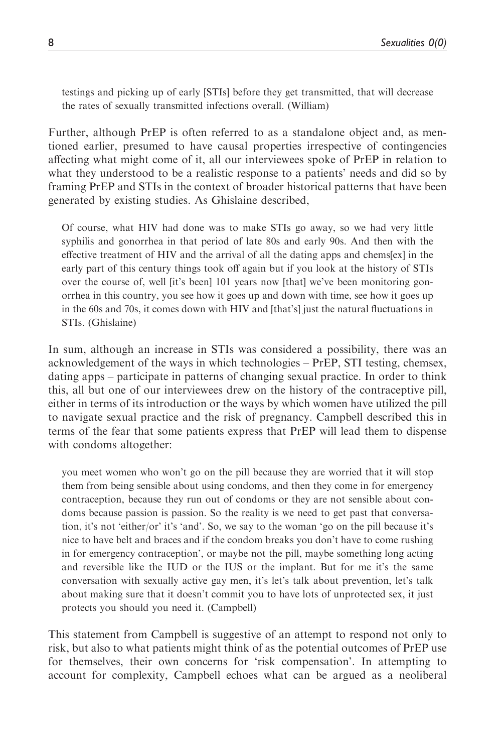> testings and picking up of early [STIs] before they get transmitted, that will decrease the rates of sexually transmitted infections overall. (William)

Further, although PrEP is often referred to as a standalone object and, as mentioned earlier, presumed to have causal properties irrespective of contingencies affecting what might come of it, all our interviewees spoke of PrEP in relation to what they understood to be a realistic response to a patients' needs and did so by framing PrEP and STIs in the context of broader historical patterns that have been generated by existing studies. As Ghislaine described,

> Of course, what HIV had done was to make STIs go away, so we had very little syphilis and gonorrhea in that period of late 80s and early 90s. And then with the effective treatment of HIV and the arrival of all the dating apps and chems[ex] in the early part of this century things took off again but if you look at the history of STIs over the course of, well [it's been] 101 years now [that] we've been monitoring gonorrhea in this country, you see how it goes up and down with time, see how it goes up in the 60s and 70s, it comes down with HIV and [that's] just the natural fluctuations in STIs. (Ghislaine)

In sum, although an increase in STIs was considered a possibility, there was an acknowledgement of the ways in which technologies – PrEP, STI testing, chemsex, dating apps – participate in patterns of changing sexual practice. In order to think this, all but one of our interviewees drew on the history of the contraceptive pill, either in terms of its introduction or the ways by which women have utilized the pill to navigate sexual practice and the risk of pregnancy. Campbell described this in terms of the fear that some patients express that PrEP will lead them to dispense with condoms altogether:

> you meet women who won't go on the pill because they are worried that it will stop them from being sensible about using condoms, and then they come in for emergency contraception, because they run out of condoms or they are not sensible about condoms because passion is passion. So the reality is we need to get past that conversation, it's not 'either/or' it's 'and'. So, we say to the woman 'go on the pill because it's nice to have belt and braces and if the condom breaks you don't have to come rushing in for emergency contraception', or maybe not the pill, maybe something long acting and reversible like the IUD or the IUS or the implant. But for me it's the same conversation with sexually active gay men, it's let's talk about prevention, let's talk about making sure that it doesn't commit you to have lots of unprotected sex, it just protects you should you need it. (Campbell)

This statement from Campbell is suggestive of an attempt to respond not only to risk, but also to what patients might think of as the potential outcomes of PrEP use for themselves, their own concerns for 'risk compensation'. In attempting to account for complexity, Campbell echoes what can be argued as a neoliberal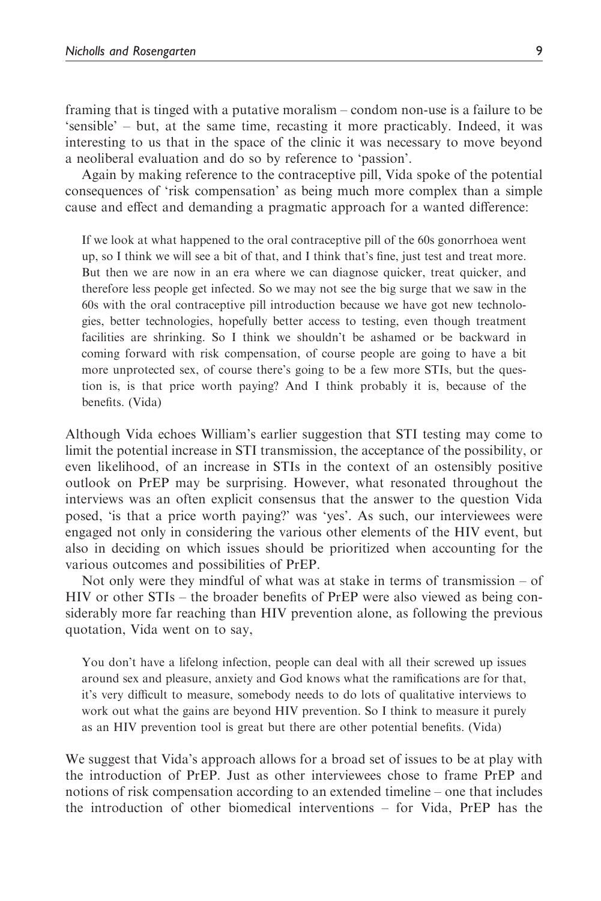framing that is tinged with a putative moralism – condom non-use is a failure to be 'sensible' – but, at the same time, recasting it more practicably. Indeed, it was interesting to us that in the space of the clinic it was necessary to move beyond a neoliberal evaluation and do so by reference to 'passion'.

Again by making reference to the contraceptive pill, Vida spoke of the potential consequences of 'risk compensation' as being much more complex than a simple cause and effect and demanding a pragmatic approach for a wanted difference:

> If we look at what happened to the oral contraceptive pill of the 60s gonorrhoea went up, so I think we will see a bit of that, and I think that's fine, just test and treat more. But then we are now in an era where we can diagnose quicker, treat quicker, and therefore less people get infected. So we may not see the big surge that we saw in the 60s with the oral contraceptive pill introduction because we have got new technologies, better technologies, hopefully better access to testing, even though treatment facilities are shrinking. So I think we shouldn't be ashamed or be backward in coming forward with risk compensation, of course people are going to have a bit more unprotected sex, of course there's going to be a few more STIs, but the question is, is that price worth paying? And I think probably it is, because of the benefits. (Vida)

Although Vida echoes William's earlier suggestion that STI testing may come to limit the potential increase in STI transmission, the acceptance of the possibility, or even likelihood, of an increase in STIs in the context of an ostensibly positive outlook on PrEP may be surprising. However, what resonated throughout the interviews was an often explicit consensus that the answer to the question Vida posed, 'is that a price worth paying?' was 'yes'. As such, our interviewees were engaged not only in considering the various other elements of the HIV event, but also in deciding on which issues should be prioritized when accounting for the various outcomes and possibilities of PrEP.

Not only were they mindful of what was at stake in terms of transmission – of HIV or other STIs – the broader benefits of PrEP were also viewed as being considerably more far reaching than HIV prevention alone, as following the previous quotation, Vida went on to say,

> You don't have a lifelong infection, people can deal with all their screwed up issues around sex and pleasure, anxiety and God knows what the ramifications are for that, it's very difficult to measure, somebody needs to do lots of qualitative interviews to work out what the gains are beyond HIV prevention. So I think to measure it purely as an HIV prevention tool is great but there are other potential benefits. (Vida)

We suggest that Vida's approach allows for a broad set of issues to be at play with the introduction of PrEP. Just as other interviewees chose to frame PrEP and notions of risk compensation according to an extended timeline – one that includes the introduction of other biomedical interventions – for Vida, PrEP has the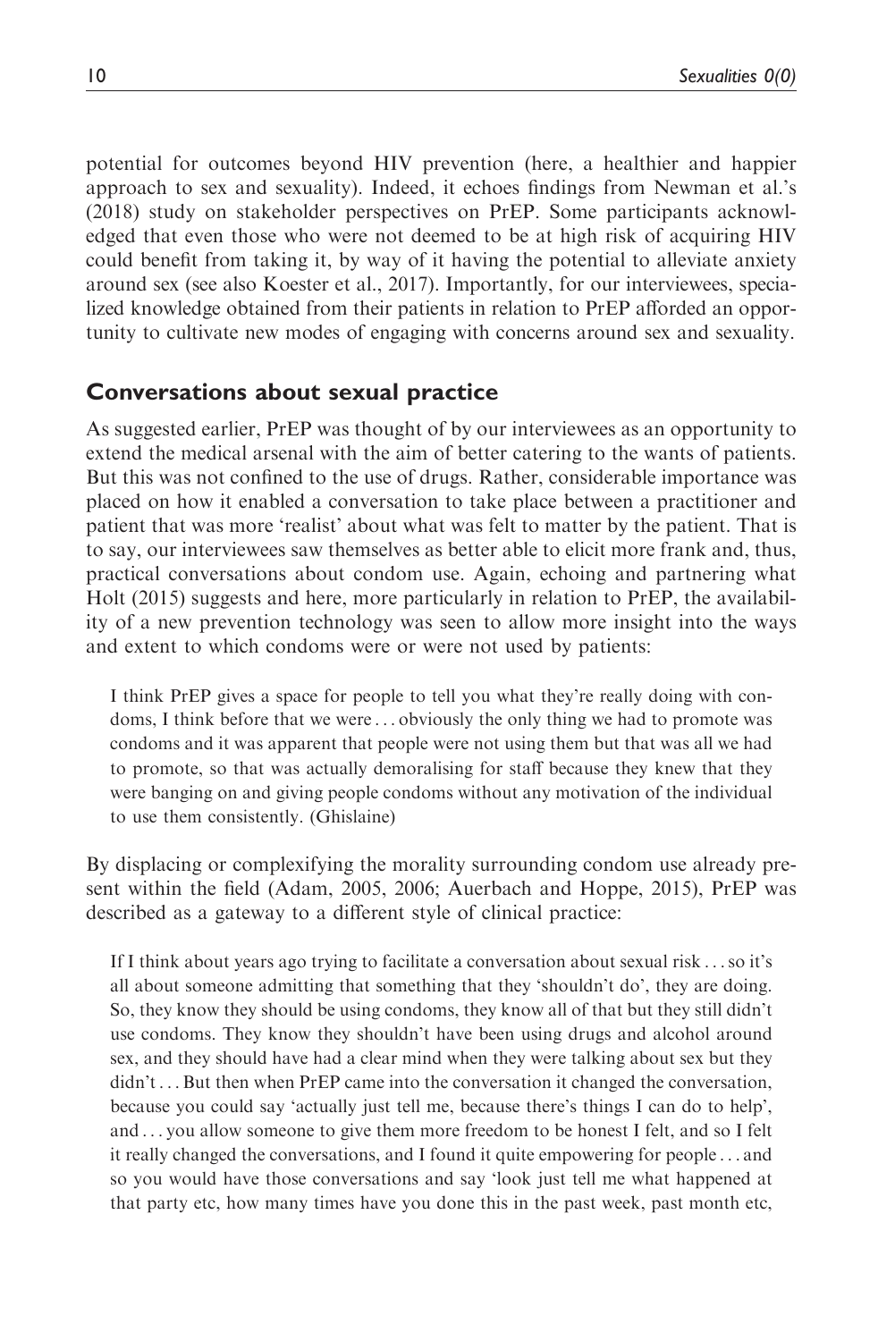potential for outcomes beyond HIV prevention (here, a healthier and happier approach to sex and sexuality). Indeed, it echoes findings from Newman et al.'s (2018) study on stakeholder perspectives on PrEP. Some participants acknowledged that even those who were not deemed to be at high risk of acquiring HIV could benefit from taking it, by way of it having the potential to alleviate anxiety around sex (see also Koester et al., 2017). Importantly, for our interviewees, specialized knowledge obtained from their patients in relation to PrEP afforded an opportunity to cultivate new modes of engaging with concerns around sex and sexuality.

## Conversations about sexual practice

As suggested earlier, PrEP was thought of by our interviewees as an opportunity to extend the medical arsenal with the aim of better catering to the wants of patients. But this was not confined to the use of drugs. Rather, considerable importance was placed on how it enabled a conversation to take place between a practitioner and patient that was more 'realist' about what was felt to matter by the patient. That is to say, our interviewees saw themselves as better able to elicit more frank and, thus, practical conversations about condom use. Again, echoing and partnering what Holt (2015) suggests and here, more particularly in relation to PrEP, the availability of a new prevention technology was seen to allow more insight into the ways and extent to which condoms were or were not used by patients:

> I think PrEP gives a space for people to tell you what they're really doing with condoms, I think before that we were ... obviously the only thing we had to promote was condoms and it was apparent that people were not using them but that was all we had to promote, so that was actually demoralising for staff because they knew that they were banging on and giving people condoms without any motivation of the individual to use them consistently. (Ghislaine)

By displacing or complexifying the morality surrounding condom use already present within the field (Adam, 2005, 2006; Auerbach and Hoppe, 2015), PrEP was described as a gateway to a different style of clinical practice:

> If I think about years ago trying to facilitate a conversation about sexual risk ... so it's all about someone admitting that something that they 'shouldn't do', they are doing. So, they know they should be using condoms, they know all of that but they still didn't use condoms. They know they shouldn't have been using drugs and alcohol around sex, and they should have had a clear mind when they were talking about sex but they didn't ... But then when PrEP came into the conversation it changed the conversation, because you could say 'actually just tell me, because there's things I can do to help', and ... you allow someone to give them more freedom to be honest I felt, and so I felt it really changed the conversations, and I found it quite empowering for people ... and so you would have those conversations and say 'look just tell me what happened at that party etc, how many times have you done this in the past week, past month etc,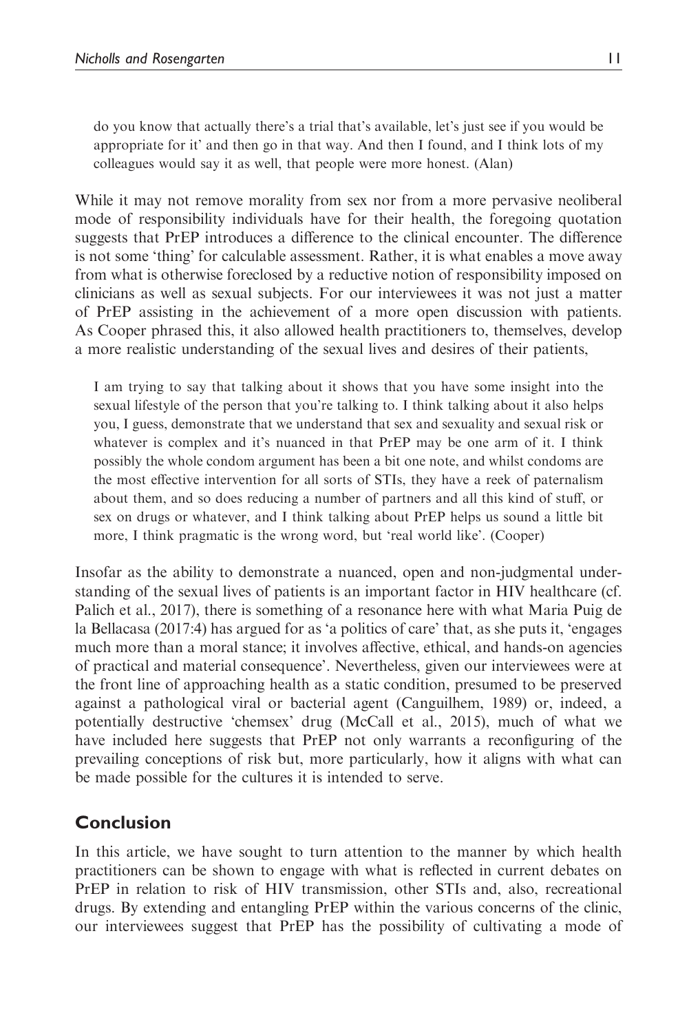> do you know that actually there's a trial that's available, let's just see if you would be appropriate for it' and then go in that way. And then I found, and I think lots of my colleagues would say it as well, that people were more honest. (Alan)

While it may not remove morality from sex nor from a more pervasive neoliberal mode of responsibility individuals have for their health, the foregoing quotation suggests that PrEP introduces a difference to the clinical encounter. The difference is not some 'thing' for calculable assessment. Rather, it is what enables a move away from what is otherwise foreclosed by a reductive notion of responsibility imposed on clinicians as well as sexual subjects. For our interviewees it was not just a matter of PrEP assisting in the achievement of a more open discussion with patients. As Cooper phrased this, it also allowed health practitioners to, themselves, develop a more realistic understanding of the sexual lives and desires of their patients,

> I am trying to say that talking about it shows that you have some insight into the sexual lifestyle of the person that you're talking to. I think talking about it also helps you, I guess, demonstrate that we understand that sex and sexuality and sexual risk or whatever is complex and it's nuanced in that PrEP may be one arm of it. I think possibly the whole condom argument has been a bit one note, and whilst condoms are the most effective intervention for all sorts of STIs, they have a reek of paternalism about them, and so does reducing a number of partners and all this kind of stuff, or sex on drugs or whatever, and I think talking about PrEP helps us sound a little bit more, I think pragmatic is the wrong word, but 'real world like'. (Cooper)

Insofar as the ability to demonstrate a nuanced, open and non-judgmental understanding of the sexual lives of patients is an important factor in HIV healthcare (cf. Palich et al., 2017), there is something of a resonance here with what Maria Puig de la Bellacasa (2017:4) has argued for as 'a politics of care' that, as she puts it, 'engages much more than a moral stance; it involves affective, ethical, and hands-on agencies of practical and material consequence'. Nevertheless, given our interviewees were at the front line of approaching health as a static condition, presumed to be preserved against a pathological viral or bacterial agent (Canguilhem, 1989) or, indeed, a potentially destructive 'chemsex' drug (McCall et al., 2015), much of what we have included here suggests that PrEP not only warrants a reconfiguring of the prevailing conceptions of risk but, more particularly, how it aligns with what can be made possible for the cultures it is intended to serve.

## Conclusion

In this article, we have sought to turn attention to the manner by which health practitioners can be shown to engage with what is reflected in current debates on PrEP in relation to risk of HIV transmission, other STIs and, also, recreational drugs. By extending and entangling PrEP within the various concerns of the clinic, our interviewees suggest that PrEP has the possibility of cultivating a mode of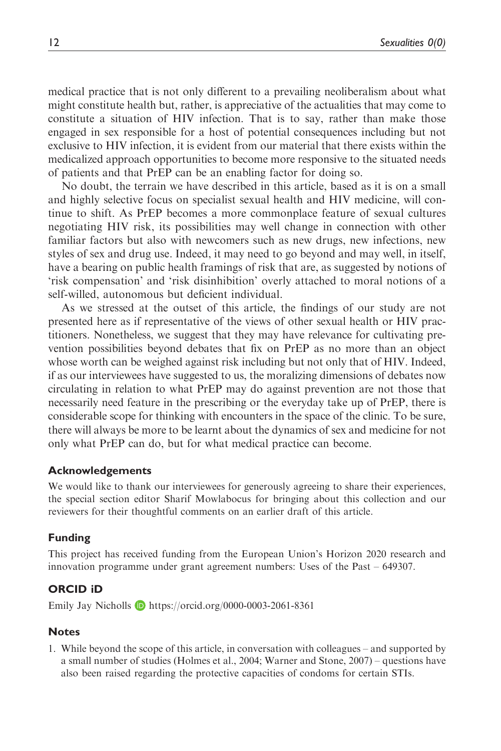medical practice that is not only different to a prevailing neoliberalism about what might constitute health but, rather, is appreciative of the actualities that may come to constitute a situation of HIV infection. That is to say, rather than make those engaged in sex responsible for a host of potential consequences including but not exclusive to HIV infection, it is evident from our material that there exists within the medicalized approach opportunities to become more responsive to the situated needs of patients and that PrEP can be an enabling factor for doing so.

No doubt, the terrain we have described in this article, based as it is on a small and highly selective focus on specialist sexual health and HIV medicine, will continue to shift. As PrEP becomes a more commonplace feature of sexual cultures negotiating HIV risk, its possibilities may well change in connection with other familiar factors but also with newcomers such as new drugs, new infections, new styles of sex and drug use. Indeed, it may need to go beyond and may well, in itself, have a bearing on public health framings of risk that are, as suggested by notions of 'risk compensation' and 'risk disinhibition' overly attached to moral notions of a self-willed, autonomous but deficient individual.

As we stressed at the outset of this article, the findings of our study are not presented here as if representative of the views of other sexual health or HIV practitioners. Nonetheless, we suggest that they may have relevance for cultivating prevention possibilities beyond debates that fix on PrEP as no more than an object whose worth can be weighed against risk including but not only that of HIV. Indeed, if as our interviewees have suggested to us, the moralizing dimensions of debates now circulating in relation to what PrEP may do against prevention are not those that necessarily need feature in the prescribing or the everyday take up of PrEP, there is considerable scope for thinking with encounters in the space of the clinic. To be sure, there will always be more to be learnt about the dynamics of sex and medicine for not only what PrEP can do, but for what medical practice can become.

## Acknowledgements

We would like to thank our interviewees for generously agreeing to share their experiences, the special section editor Sharif Mowlabocus for bringing about this collection and our reviewers for their thoughtful comments on an earlier draft of this article.

## Funding

This project has received funding from the European Union's Horizon 2020 research and innovation programme under grant agreement numbers: Uses of the Past – 649307.

## ORCID iD

Emily Jay Nicholls https://orcid.org/0000-0003-2061-8361

## Notes

1. While beyond the scope of this article, in conversation with colleagues – and supported by a small number of studies (Holmes et al., 2004; Warner and Stone, 2007) – questions have also been raised regarding the protective capacities of condoms for certain STIs.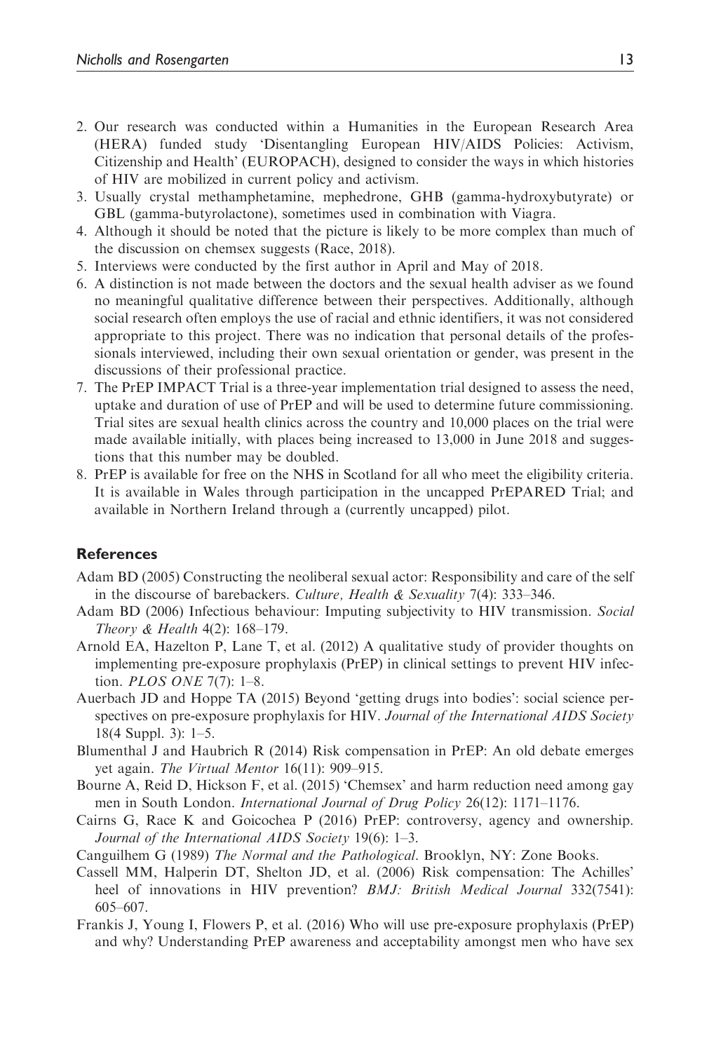2. Our research was conducted within a Humanities in the European Research Area (HERA) funded study 'Disentangling European HIV/AIDS Policies: Activism, Citizenship and Health' (EUROPACH), designed to consider the ways in which histories of HIV are mobilized in current policy and activism.
3. Usually crystal methamphetamine, mephedrone, GHB (gamma-hydroxybutyrate) or GBL (gamma-butyrolactone), sometimes used in combination with Viagra.
4. Although it should be noted that the picture is likely to be more complex than much of the discussion on chemsex suggests (Race, 2018).
5. Interviews were conducted by the first author in April and May of 2018.
6. A distinction is not made between the doctors and the sexual health adviser as we found no meaningful qualitative difference between their perspectives. Additionally, although social research often employs the use of racial and ethnic identifiers, it was not considered appropriate to this project. There was no indication that personal details of the professionals interviewed, including their own sexual orientation or gender, was present in the discussions of their professional practice.
7. The PrEP IMPACT Trial is a three-year implementation trial designed to assess the need, uptake and duration of use of PrEP and will be used to determine future commissioning. Trial sites are sexual health clinics across the country and 10,000 places on the trial were made available initially, with places being increased to 13,000 in June 2018 and suggestions that this number may be doubled.
8. PrEP is available for free on the NHS in Scotland for all who meet the eligibility criteria. It is available in Wales through participation in the uncapped PrEPARED Trial; and available in Northern Ireland through a (currently uncapped) pilot.

## References

Adam BD (2005) Constructing the neoliberal sexual actor: Responsibility and care of the self in the discourse of barebackers. *Culture, Health & Sexuality* 7(4): 333–346.

Adam BD (2006) Infectious behaviour: Imputing subjectivity to HIV transmission. *Social Theory & Health* 4(2): 168–179.

Arnold EA, Hazelton P, Lane T, et al. (2012) A qualitative study of provider thoughts on implementing pre-exposure prophylaxis (PrEP) in clinical settings to prevent HIV infection. *PLOS ONE* 7(7): 1–8.

Auerbach JD and Hoppe TA (2015) Beyond 'getting drugs into bodies': social science perspectives on pre-exposure prophylaxis for HIV. *Journal of the International AIDS Society* 18(4 Suppl. 3): 1–5.

Blumenthal J and Haubrich R (2014) Risk compensation in PrEP: An old debate emerges yet again. *The Virtual Mentor* 16(11): 909–915.

Bourne A, Reid D, Hickson F, et al. (2015) 'Chemsex' and harm reduction need among gay men in South London. *International Journal of Drug Policy* 26(12): 1171–1176.

Cairns G, Race K and Goicochea P (2016) PrEP: controversy, agency and ownership. *Journal of the International AIDS Society* 19(6): 1–3.

Canguilhem G (1989) *The Normal and the Pathological*. Brooklyn, NY: Zone Books.

Cassell MM, Halperin DT, Shelton JD, et al. (2006) Risk compensation: The Achilles' heel of innovations in HIV prevention? *BMJ: British Medical Journal* 332(7541): 605–607.

Frankis J, Young I, Flowers P, et al. (2016) Who will use pre-exposure prophylaxis (PrEP) and why? Understanding PrEP awareness and acceptability amongst men who have sex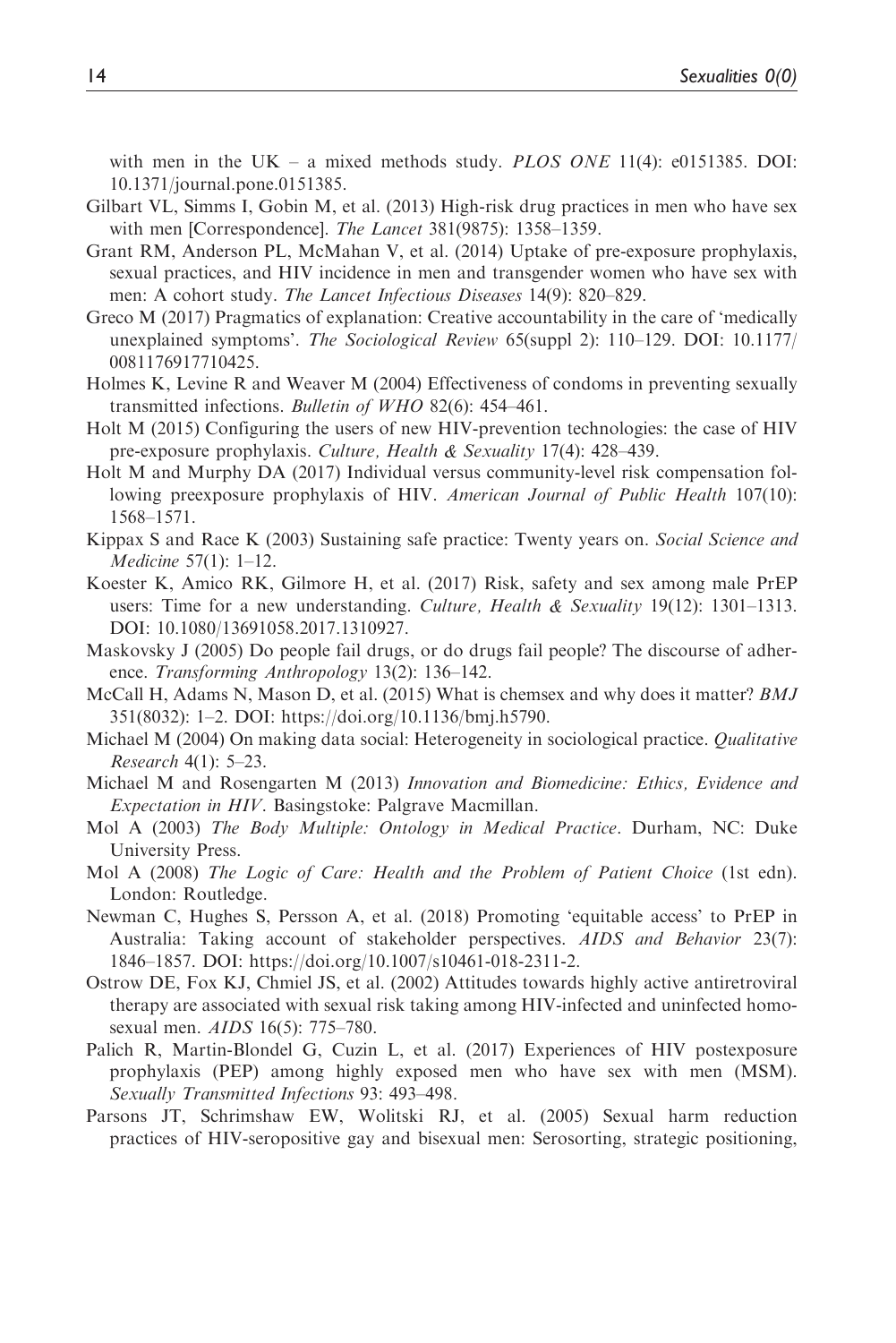with men in the UK – a mixed methods study. *PLOS ONE* 11(4): e0151385. DOI: 10.1371/journal.pone.0151385.

Gilbart VL, Simms I, Gobin M, et al. (2013) High-risk drug practices in men who have sex with men [Correspondence]. *The Lancet* 381(9875): 1358–1359.

Grant RM, Anderson PL, McMahan V, et al. (2014) Uptake of pre-exposure prophylaxis, sexual practices, and HIV incidence in men and transgender women who have sex with men: A cohort study. *The Lancet Infectious Diseases* 14(9): 820–829.

Greco M (2017) Pragmatics of explanation: Creative accountability in the care of 'medically unexplained symptoms'. *The Sociological Review* 65(suppl 2): 110–129. DOI: 10.1177/0081176917710425.

Holmes K, Levine R and Weaver M (2004) Effectiveness of condoms in preventing sexually transmitted infections. *Bulletin of WHO* 82(6): 454–461.

Holt M (2015) Configuring the users of new HIV-prevention technologies: the case of HIV pre-exposure prophylaxis. *Culture, Health & Sexuality* 17(4): 428–439.

Holt M and Murphy DA (2017) Individual versus community-level risk compensation following preexposure prophylaxis of HIV. *American Journal of Public Health* 107(10): 1568–1571.

Kippax S and Race K (2003) Sustaining safe practice: Twenty years on. *Social Science and Medicine* 57(1): 1–12.

Koester K, Amico RK, Gilmore H, et al. (2017) Risk, safety and sex among male PrEP users: Time for a new understanding. *Culture, Health & Sexuality* 19(12): 1301–1313. DOI: 10.1080/13691058.2017.1310927.

Maskovsky J (2005) Do people fail drugs, or do drugs fail people? The discourse of adherence. *Transforming Anthropology* 13(2): 136–142.

McCall H, Adams N, Mason D, et al. (2015) What is chemsex and why does it matter? *BMJ* 351(8032): 1–2. DOI: https://doi.org/10.1136/bmj.h5790.

Michael M (2004) On making data social: Heterogeneity in sociological practice. *Qualitative Research* 4(1): 5–23.

Michael M and Rosengarten M (2013) *Innovation and Biomedicine: Ethics, Evidence and Expectation in HIV*. Basingstoke: Palgrave Macmillan.

Mol A (2003) *The Body Multiple: Ontology in Medical Practice*. Durham, NC: Duke University Press.

Mol A (2008) *The Logic of Care: Health and the Problem of Patient Choice* (1st edn). London: Routledge.

Newman C, Hughes S, Persson A, et al. (2018) Promoting 'equitable access' to PrEP in Australia: Taking account of stakeholder perspectives. *AIDS and Behavior* 23(7): 1846–1857. DOI: https://doi.org/10.1007/s10461-018-2311-2.

Ostrow DE, Fox KJ, Chmiel JS, et al. (2002) Attitudes towards highly active antiretroviral therapy are associated with sexual risk taking among HIV-infected and uninfected homosexual men. *AIDS* 16(5): 775–780.

Palich R, Martin-Blondel G, Cuzin L, et al. (2017) Experiences of HIV postexposure prophylaxis (PEP) among highly exposed men who have sex with men (MSM). *Sexually Transmitted Infections* 93: 493–498.

Parsons JT, Schrimshaw EW, Wolitski RJ, et al. (2005) Sexual harm reduction practices of HIV-seropositive gay and bisexual men: Serosorting, strategic positioning,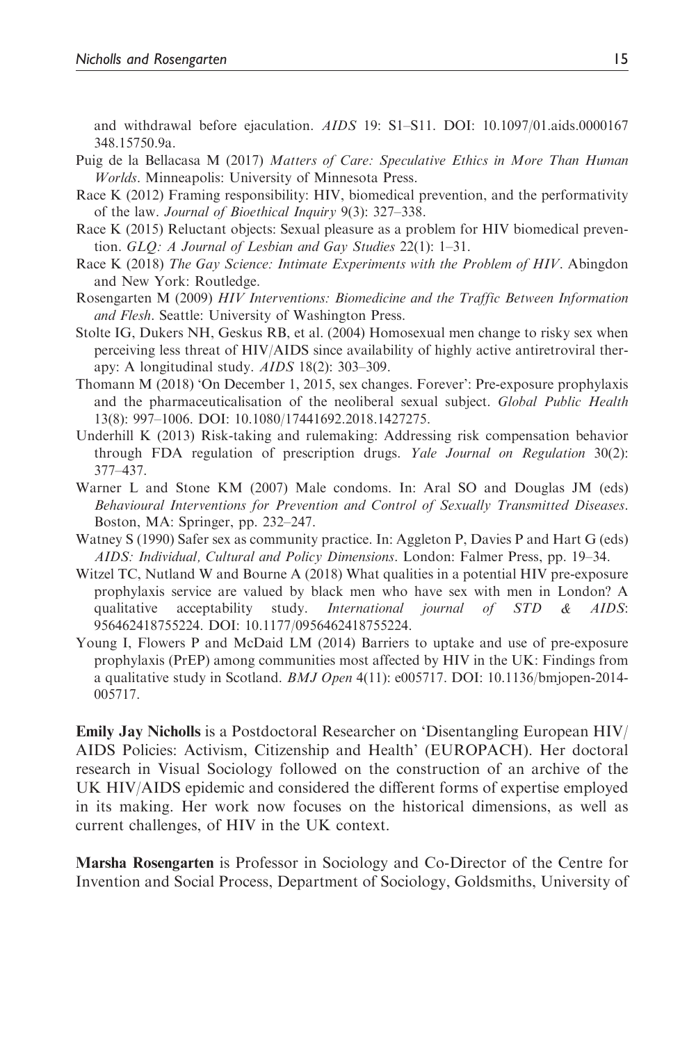and withdrawal before ejaculation. *AIDS* 19: S1–S11. DOI: 10.1097/01.aids.0000167348.15750.9a.

Puig de la Bellacasa M (2017) *Matters of Care: Speculative Ethics in More Than Human Worlds*. Minneapolis: University of Minnesota Press.

Race K (2012) Framing responsibility: HIV, biomedical prevention, and the performativity of the law. *Journal of Bioethical Inquiry* 9(3): 327–338.

Race K (2015) Reluctant objects: Sexual pleasure as a problem for HIV biomedical prevention. *GLQ: A Journal of Lesbian and Gay Studies* 22(1): 1–31.

Race K (2018) *The Gay Science: Intimate Experiments with the Problem of HIV*. Abingdon and New York: Routledge.

Rosengarten M (2009) *HIV Interventions: Biomedicine and the Traffic Between Information and Flesh*. Seattle: University of Washington Press.

Stolte IG, Dukers NH, Geskus RB, et al. (2004) Homosexual men change to risky sex when perceiving less threat of HIV/AIDS since availability of highly active antiretroviral therapy: A longitudinal study. *AIDS* 18(2): 303–309.

Thomann M (2018) 'On December 1, 2015, sex changes. Forever': Pre-exposure prophylaxis and the pharmaceuticalisation of the neoliberal sexual subject. *Global Public Health* 13(8): 997–1006. DOI: 10.1080/17441692.2018.1427275.

Underhill K (2013) Risk-taking and rulemaking: Addressing risk compensation behavior through FDA regulation of prescription drugs. *Yale Journal on Regulation* 30(2): 377–437.

Warner L and Stone KM (2007) Male condoms. In: Aral SO and Douglas JM (eds) *Behavioural Interventions for Prevention and Control of Sexually Transmitted Diseases*. Boston, MA: Springer, pp. 232–247.

Watney S (1990) Safer sex as community practice. In: Aggleton P, Davies P and Hart G (eds) *AIDS: Individual, Cultural and Policy Dimensions*. London: Falmer Press, pp. 19–34.

Witzel TC, Nutland W and Bourne A (2018) What qualities in a potential HIV pre-exposure prophylaxis service are valued by black men who have sex with men in London? A qualitative acceptability study. *International journal of STD & AIDS*: 956462418755224. DOI: 10.1177/0956462418755224.

Young I, Flowers P and McDaid LM (2014) Barriers to uptake and use of pre-exposure prophylaxis (PrEP) among communities most affected by HIV in the UK: Findings from a qualitative study in Scotland. *BMJ Open* 4(11): e005717. DOI: 10.1136/bmjopen-2014-005717.

**Emily Jay Nicholls** is a Postdoctoral Researcher on 'Disentangling European HIV/AIDS Policies: Activism, Citizenship and Health' (EUROPACH). Her doctoral research in Visual Sociology followed on the construction of an archive of the UK HIV/AIDS epidemic and considered the different forms of expertise employed in its making. Her work now focuses on the historical dimensions, as well as current challenges, of HIV in the UK context.

**Marsha Rosengarten** is Professor in Sociology and Co-Director of the Centre for Invention and Social Process, Department of Sociology, Goldsmiths, University of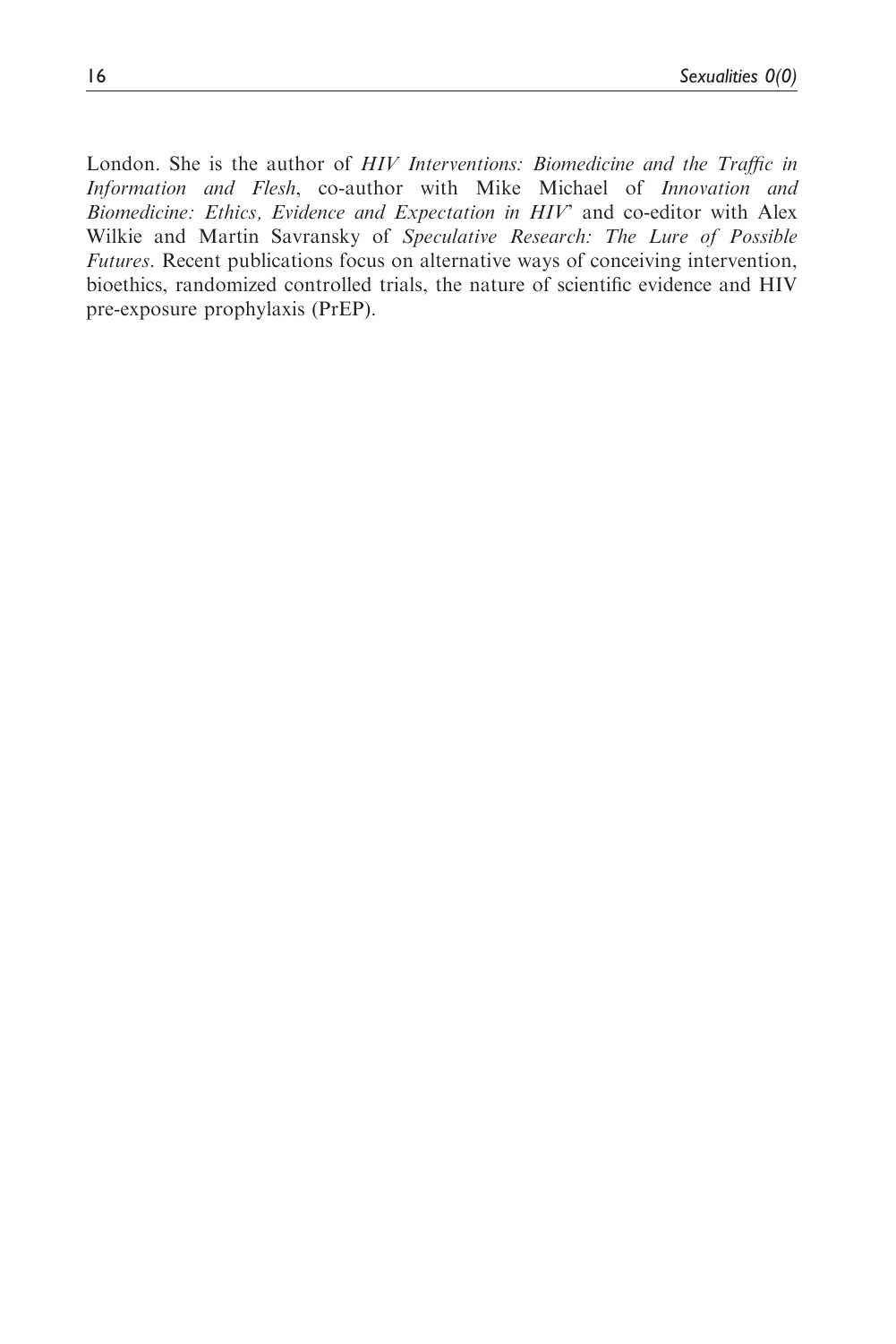London. She is the author of *HIV Interventions: Biomedicine and the Traffic in Information and Flesh*, co-author with Mike Michael of *Innovation and Biomedicine: Ethics, Evidence and Expectation in HIV*' and co-editor with Alex Wilkie and Martin Savransky of *Speculative Research: The Lure of Possible Futures*. Recent publications focus on alternative ways of conceiving intervention, bioethics, randomized controlled trials, the nature of scientific evidence and HIV pre-exposure prophylaxis (PrEP).